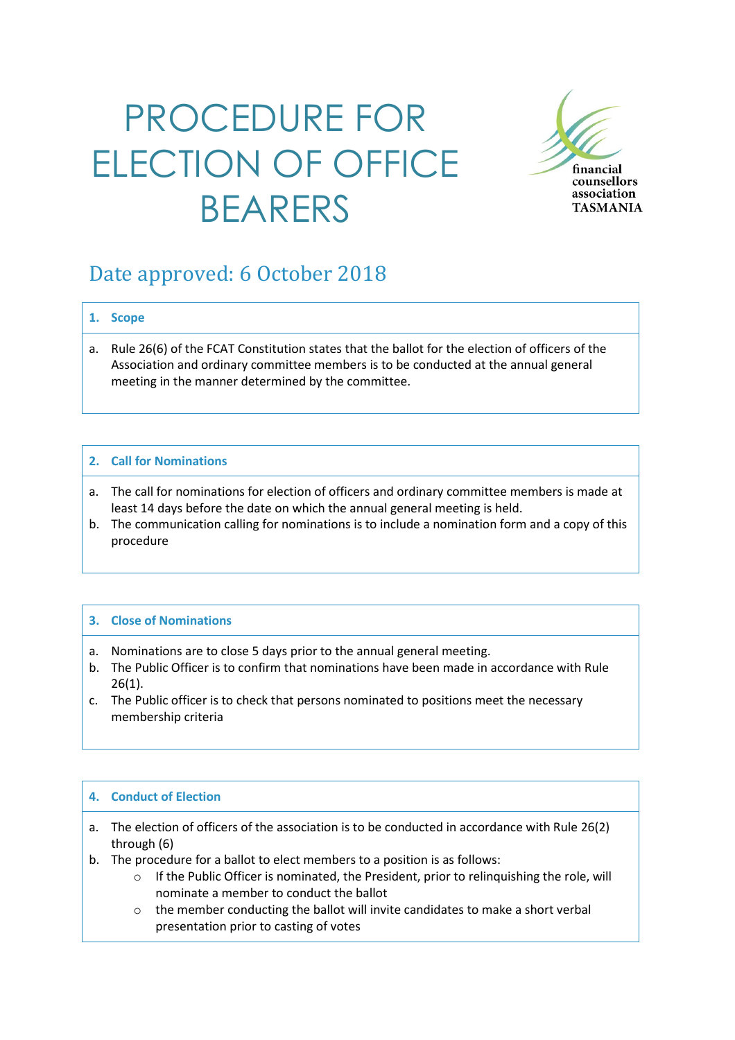# PROCEDURE FOR ELECTION OF OFFICE BEARERS

financial counsellors association TASMANIA

## Date approved: 6 October 2018

### 1. Scope

a. Rule 26(6) of the FCAT Constitution states that the ballot for the election of officers of the Association and ordinary committee members is to be conducted at the annual general meeting in the manner determined by the committee.

### 2. Call for Nominations

a. The call for nominations for election of officers and ordinary committee members is made at least 14 days before the date on which the annual general meeting is held.
b. The communication calling for nominations is to include a nomination form and a copy of this procedure

### 3. Close of Nominations

a. Nominations are to close 5 days prior to the annual general meeting.
b. The Public Officer is to confirm that nominations have been made in accordance with Rule 26(1).
c. The Public officer is to check that persons nominated to positions meet the necessary membership criteria

### 4. Conduct of Election

a. The election of officers of the association is to be conducted in accordance with Rule 26(2) through (6)
b. The procedure for a ballot to elect members to a position is as follows:
   - If the Public Officer is nominated, the President, prior to relinquishing the role, will nominate a member to conduct the ballot
   - the member conducting the ballot will invite candidates to make a short verbal presentation prior to casting of votes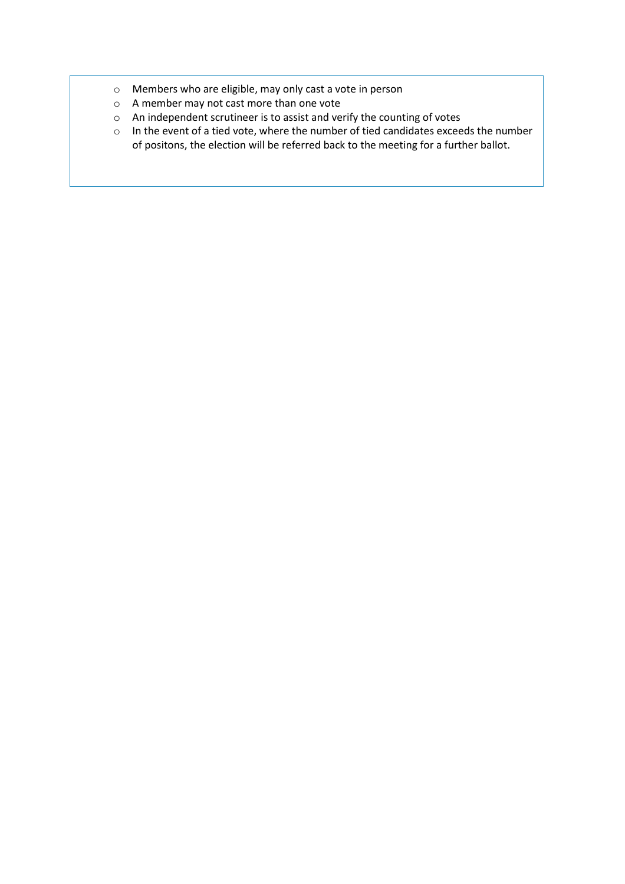- Members who are eligible, may only cast a vote in person
- A member may not cast more than one vote
- An independent scrutineer is to assist and verify the counting of votes
- In the event of a tied vote, where the number of tied candidates exceeds the number of positons, the election will be referred back to the meeting for a further ballot.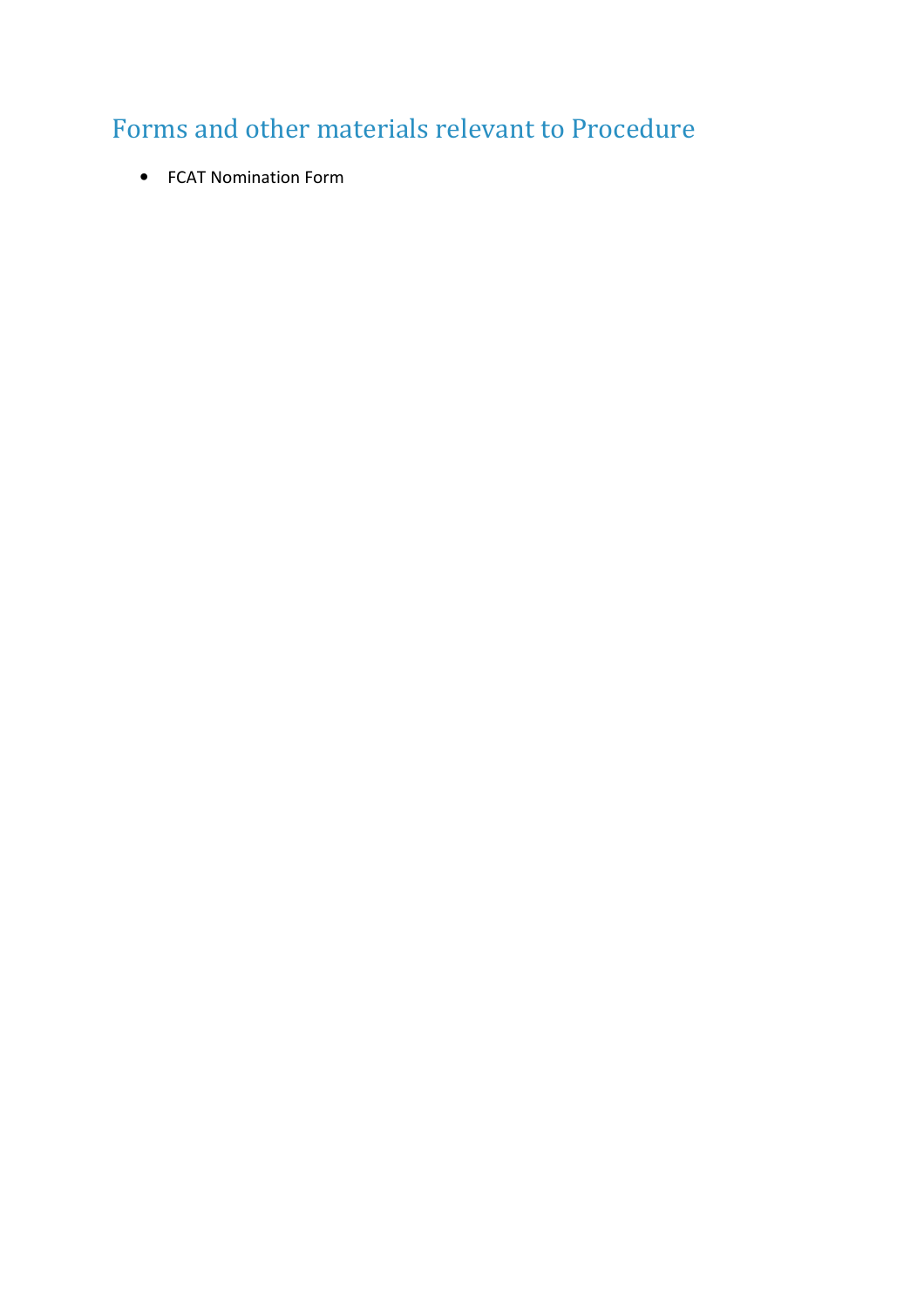## Forms and other materials relevant to Procedure

- FCAT Nomination Form